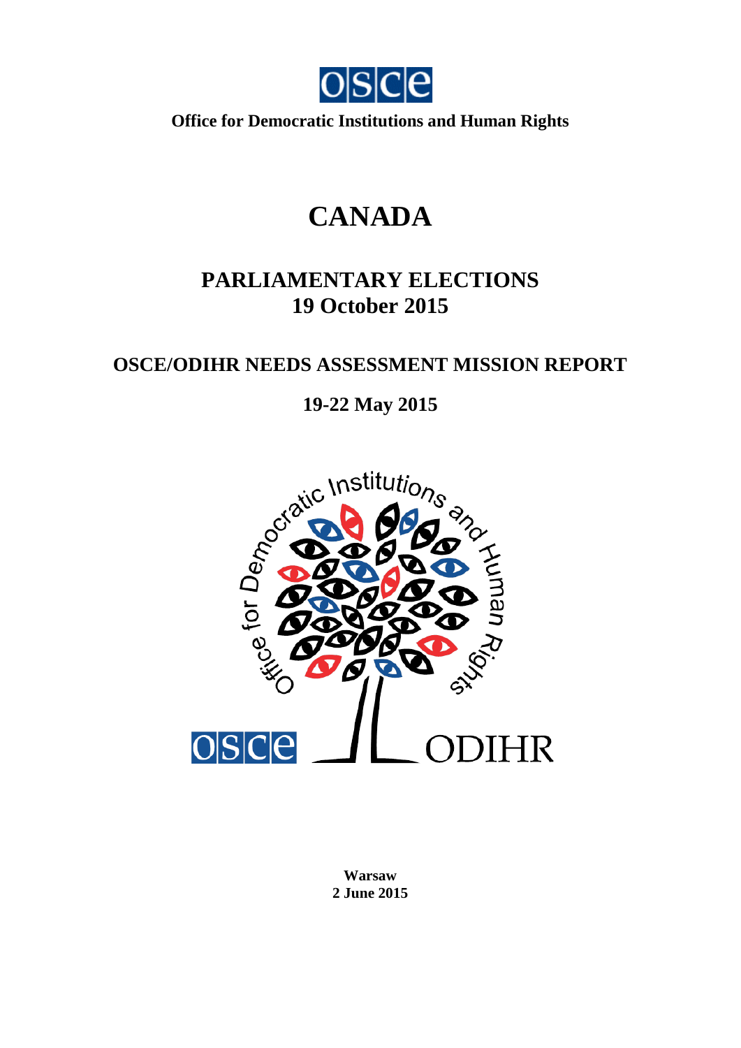Office for Democratic Institutions and Human Rights

# CANADA

## PARLIAMENTARY ELECTIONS
## 19 October 2015

## OSCE/ODIHR NEEDS ASSESSMENT MISSION REPORT

## 19-22 May 2015

**Warsaw**
**2 June 2015**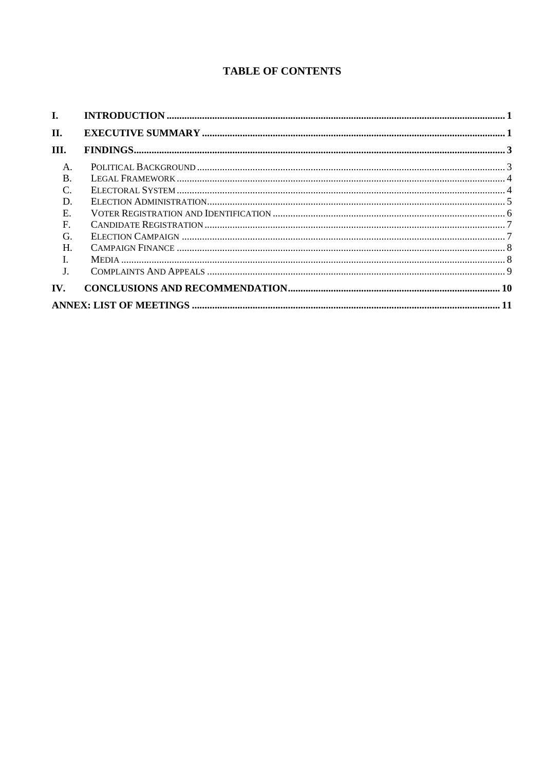# TABLE OF CONTENTS

I. INTRODUCTION ..... 1

II. EXECUTIVE SUMMARY ..... 1

III. FINDINGS ..... 3

- A. Political Background ..... 3
- B. Legal Framework ..... 4
- C. Electoral System ..... 4
- D. Election Administration ..... 5
- E. Voter Registration and Identification ..... 6
- F. Candidate Registration ..... 7
- G. Election Campaign ..... 7
- H. Campaign Finance ..... 8
- I. Media ..... 8
- J. Complaints And Appeals ..... 9

IV. CONCLUSIONS AND RECOMMENDATION ..... 10

ANNEX: LIST OF MEETINGS ..... 11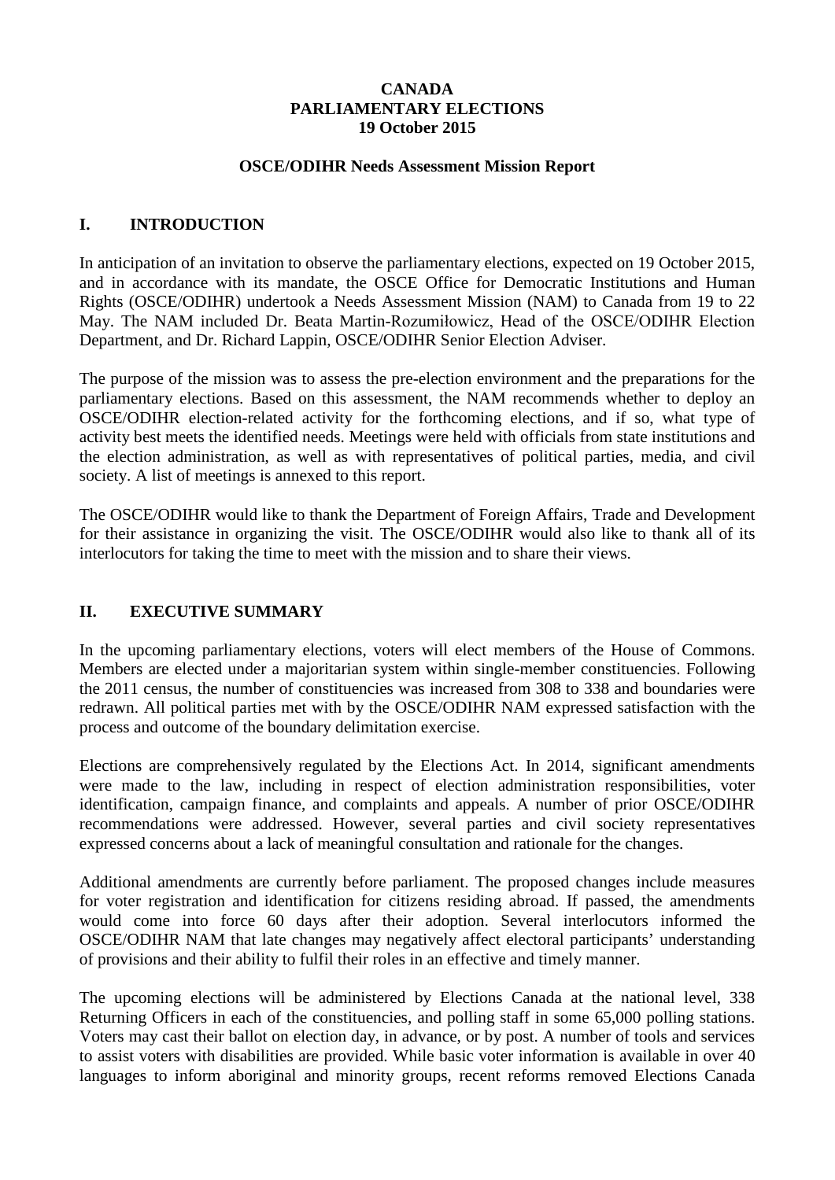**CANADA**
**PARLIAMENTARY ELECTIONS**
**19 October 2015**

**OSCE/ODIHR Needs Assessment Mission Report**

## I. INTRODUCTION

In anticipation of an invitation to observe the parliamentary elections, expected on 19 October 2015, and in accordance with its mandate, the OSCE Office for Democratic Institutions and Human Rights (OSCE/ODIHR) undertook a Needs Assessment Mission (NAM) to Canada from 19 to 22 May. The NAM included Dr. Beata Martin-Rozumiłowicz, Head of the OSCE/ODIHR Election Department, and Dr. Richard Lappin, OSCE/ODIHR Senior Election Adviser.

The purpose of the mission was to assess the pre-election environment and the preparations for the parliamentary elections. Based on this assessment, the NAM recommends whether to deploy an OSCE/ODIHR election-related activity for the forthcoming elections, and if so, what type of activity best meets the identified needs. Meetings were held with officials from state institutions and the election administration, as well as with representatives of political parties, media, and civil society. A list of meetings is annexed to this report.

The OSCE/ODIHR would like to thank the Department of Foreign Affairs, Trade and Development for their assistance in organizing the visit. The OSCE/ODIHR would also like to thank all of its interlocutors for taking the time to meet with the mission and to share their views.

## II. EXECUTIVE SUMMARY

In the upcoming parliamentary elections, voters will elect members of the House of Commons. Members are elected under a majoritarian system within single-member constituencies. Following the 2011 census, the number of constituencies was increased from 308 to 338 and boundaries were redrawn. All political parties met with by the OSCE/ODIHR NAM expressed satisfaction with the process and outcome of the boundary delimitation exercise.

Elections are comprehensively regulated by the Elections Act. In 2014, significant amendments were made to the law, including in respect of election administration responsibilities, voter identification, campaign finance, and complaints and appeals. A number of prior OSCE/ODIHR recommendations were addressed. However, several parties and civil society representatives expressed concerns about a lack of meaningful consultation and rationale for the changes.

Additional amendments are currently before parliament. The proposed changes include measures for voter registration and identification for citizens residing abroad. If passed, the amendments would come into force 60 days after their adoption. Several interlocutors informed the OSCE/ODIHR NAM that late changes may negatively affect electoral participants' understanding of provisions and their ability to fulfil their roles in an effective and timely manner.

The upcoming elections will be administered by Elections Canada at the national level, 338 Returning Officers in each of the constituencies, and polling staff in some 65,000 polling stations. Voters may cast their ballot on election day, in advance, or by post. A number of tools and services to assist voters with disabilities are provided. While basic voter information is available in over 40 languages to inform aboriginal and minority groups, recent reforms removed Elections Canada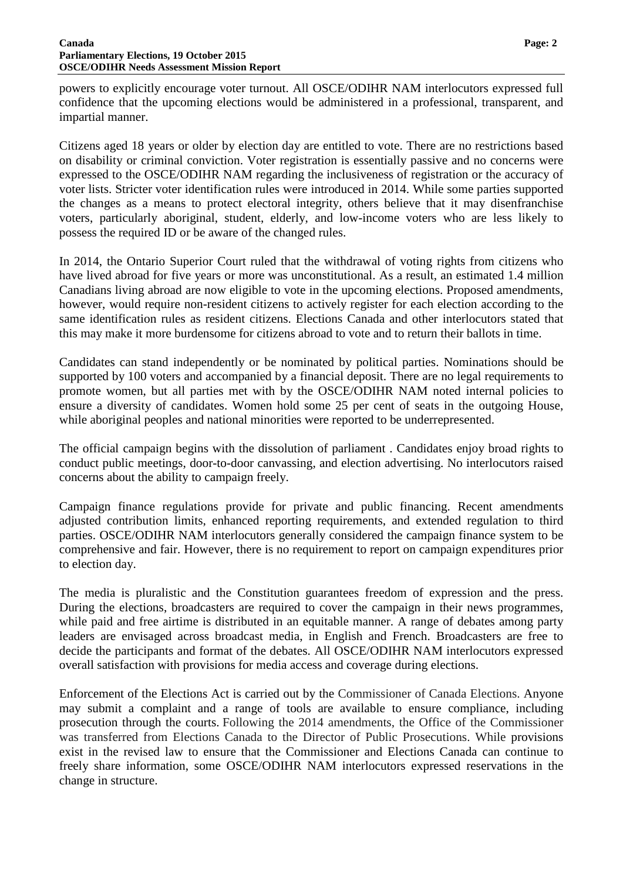powers to explicitly encourage voter turnout. All OSCE/ODIHR NAM interlocutors expressed full confidence that the upcoming elections would be administered in a professional, transparent, and impartial manner.

Citizens aged 18 years or older by election day are entitled to vote. There are no restrictions based on disability or criminal conviction. Voter registration is essentially passive and no concerns were expressed to the OSCE/ODIHR NAM regarding the inclusiveness of registration or the accuracy of voter lists. Stricter voter identification rules were introduced in 2014. While some parties supported the changes as a means to protect electoral integrity, others believe that it may disenfranchise voters, particularly aboriginal, student, elderly, and low-income voters who are less likely to possess the required ID or be aware of the changed rules.

In 2014, the Ontario Superior Court ruled that the withdrawal of voting rights from citizens who have lived abroad for five years or more was unconstitutional. As a result, an estimated 1.4 million Canadians living abroad are now eligible to vote in the upcoming elections. Proposed amendments, however, would require non-resident citizens to actively register for each election according to the same identification rules as resident citizens. Elections Canada and other interlocutors stated that this may make it more burdensome for citizens abroad to vote and to return their ballots in time.

Candidates can stand independently or be nominated by political parties. Nominations should be supported by 100 voters and accompanied by a financial deposit. There are no legal requirements to promote women, but all parties met with by the OSCE/ODIHR NAM noted internal policies to ensure a diversity of candidates. Women hold some 25 per cent of seats in the outgoing House, while aboriginal peoples and national minorities were reported to be underrepresented.

The official campaign begins with the dissolution of parliament . Candidates enjoy broad rights to conduct public meetings, door-to-door canvassing, and election advertising. No interlocutors raised concerns about the ability to campaign freely.

Campaign finance regulations provide for private and public financing. Recent amendments adjusted contribution limits, enhanced reporting requirements, and extended regulation to third parties. OSCE/ODIHR NAM interlocutors generally considered the campaign finance system to be comprehensive and fair. However, there is no requirement to report on campaign expenditures prior to election day.

The media is pluralistic and the Constitution guarantees freedom of expression and the press. During the elections, broadcasters are required to cover the campaign in their news programmes, while paid and free airtime is distributed in an equitable manner. A range of debates among party leaders are envisaged across broadcast media, in English and French. Broadcasters are free to decide the participants and format of the debates. All OSCE/ODIHR NAM interlocutors expressed overall satisfaction with provisions for media access and coverage during elections.

Enforcement of the Elections Act is carried out by the Commissioner of Canada Elections. Anyone may submit a complaint and a range of tools are available to ensure compliance, including prosecution through the courts. Following the 2014 amendments, the Office of the Commissioner was transferred from Elections Canada to the Director of Public Prosecutions. While provisions exist in the revised law to ensure that the Commissioner and Elections Canada can continue to freely share information, some OSCE/ODIHR NAM interlocutors expressed reservations in the change in structure.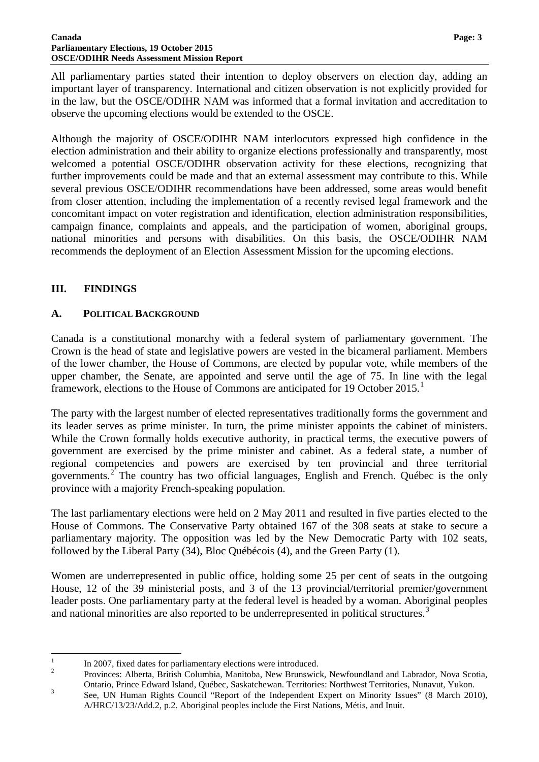All parliamentary parties stated their intention to deploy observers on election day, adding an important layer of transparency. International and citizen observation is not explicitly provided for in the law, but the OSCE/ODIHR NAM was informed that a formal invitation and accreditation to observe the upcoming elections would be extended to the OSCE.

Although the majority of OSCE/ODIHR NAM interlocutors expressed high confidence in the election administration and their ability to organize elections professionally and transparently, most welcomed a potential OSCE/ODIHR observation activity for these elections, recognizing that further improvements could be made and that an external assessment may contribute to this. While several previous OSCE/ODIHR recommendations have been addressed, some areas would benefit from closer attention, including the implementation of a recently revised legal framework and the concomitant impact on voter registration and identification, election administration responsibilities, campaign finance, complaints and appeals, and the participation of women, aboriginal groups, national minorities and persons with disabilities. On this basis, the OSCE/ODIHR NAM recommends the deployment of an Election Assessment Mission for the upcoming elections.

## III. FINDINGS

### A. POLITICAL BACKGROUND

Canada is a constitutional monarchy with a federal system of parliamentary government. The Crown is the head of state and legislative powers are vested in the bicameral parliament. Members of the lower chamber, the House of Commons, are elected by popular vote, while members of the upper chamber, the Senate, are appointed and serve until the age of 75. In line with the legal framework, elections to the House of Commons are anticipated for 19 October 2015.[1]

The party with the largest number of elected representatives traditionally forms the government and its leader serves as prime minister. In turn, the prime minister appoints the cabinet of ministers. While the Crown formally holds executive authority, in practical terms, the executive powers of government are exercised by the prime minister and cabinet. As a federal state, a number of regional competencies and powers are exercised by ten provincial and three territorial governments.[2] The country has two official languages, English and French. Québec is the only province with a majority French-speaking population.

The last parliamentary elections were held on 2 May 2011 and resulted in five parties elected to the House of Commons. The Conservative Party obtained 167 of the 308 seats at stake to secure a parliamentary majority. The opposition was led by the New Democratic Party with 102 seats, followed by the Liberal Party (34), Bloc Québécois (4), and the Green Party (1).

Women are underrepresented in public office, holding some 25 per cent of seats in the outgoing House, 12 of the 39 ministerial posts, and 3 of the 13 provincial/territorial premier/government leader posts. One parliamentary party at the federal level is headed by a woman. Aboriginal peoples and national minorities are also reported to be underrepresented in political structures.[3]

---

[1] In 2007, fixed dates for parliamentary elections were introduced.

[2] Provinces: Alberta, British Columbia, Manitoba, New Brunswick, Newfoundland and Labrador, Nova Scotia, Ontario, Prince Edward Island, Québec, Saskatchewan. Territories: Northwest Territories, Nunavut, Yukon.

[3] See, UN Human Rights Council "Report of the Independent Expert on Minority Issues" (8 March 2010), A/HRC/13/23/Add.2, p.2. Aboriginal peoples include the First Nations, Métis, and Inuit.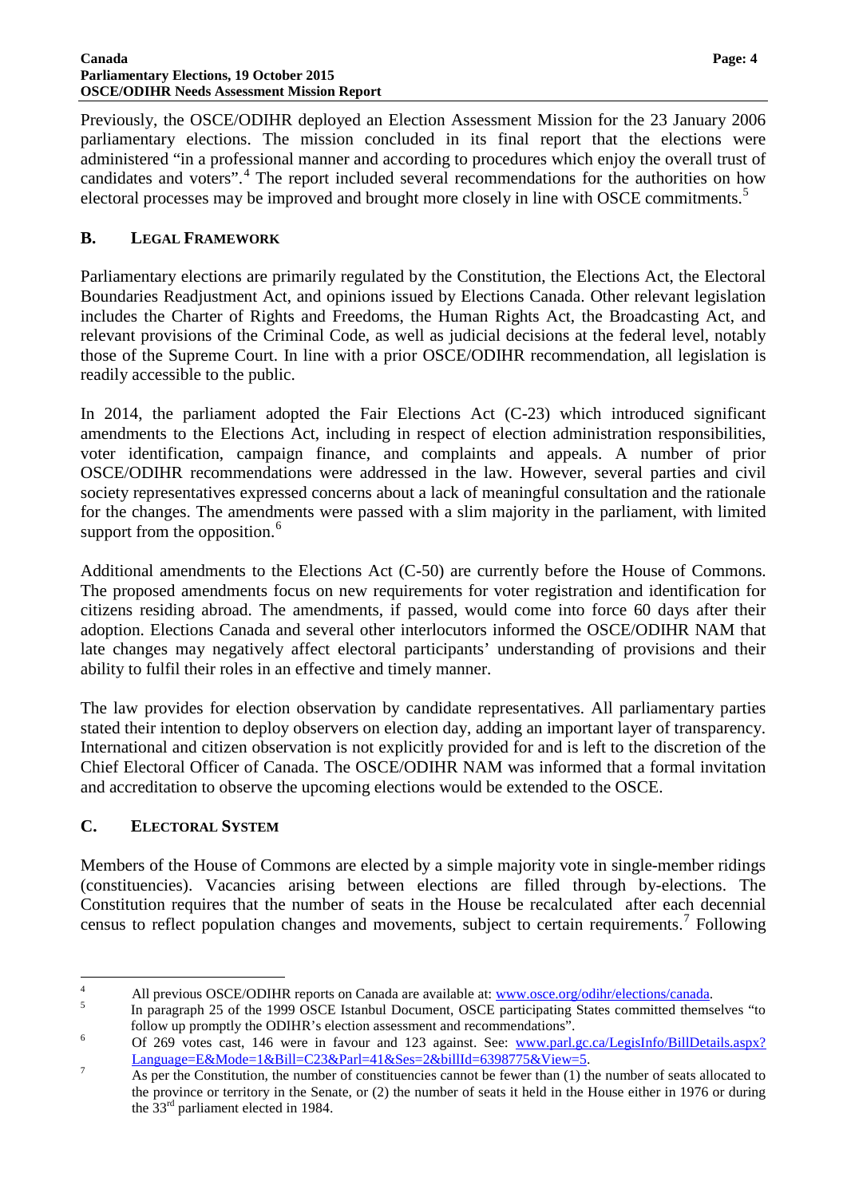Previously, the OSCE/ODIHR deployed an Election Assessment Mission for the 23 January 2006 parliamentary elections. The mission concluded in its final report that the elections were administered "in a professional manner and according to procedures which enjoy the overall trust of candidates and voters".[4] The report included several recommendations for the authorities on how electoral processes may be improved and brought more closely in line with OSCE commitments.[5]

## B. Legal Framework

Parliamentary elections are primarily regulated by the Constitution, the Elections Act, the Electoral Boundaries Readjustment Act, and opinions issued by Elections Canada. Other relevant legislation includes the Charter of Rights and Freedoms, the Human Rights Act, the Broadcasting Act, and relevant provisions of the Criminal Code, as well as judicial decisions at the federal level, notably those of the Supreme Court. In line with a prior OSCE/ODIHR recommendation, all legislation is readily accessible to the public.

In 2014, the parliament adopted the Fair Elections Act (C-23) which introduced significant amendments to the Elections Act, including in respect of election administration responsibilities, voter identification, campaign finance, and complaints and appeals. A number of prior OSCE/ODIHR recommendations were addressed in the law. However, several parties and civil society representatives expressed concerns about a lack of meaningful consultation and the rationale for the changes. The amendments were passed with a slim majority in the parliament, with limited support from the opposition.[6]

Additional amendments to the Elections Act (C-50) are currently before the House of Commons. The proposed amendments focus on new requirements for voter registration and identification for citizens residing abroad. The amendments, if passed, would come into force 60 days after their adoption. Elections Canada and several other interlocutors informed the OSCE/ODIHR NAM that late changes may negatively affect electoral participants' understanding of provisions and their ability to fulfil their roles in an effective and timely manner.

The law provides for election observation by candidate representatives. All parliamentary parties stated their intention to deploy observers on election day, adding an important layer of transparency. International and citizen observation is not explicitly provided for and is left to the discretion of the Chief Electoral Officer of Canada. The OSCE/ODIHR NAM was informed that a formal invitation and accreditation to observe the upcoming elections would be extended to the OSCE.

## C. Electoral System

Members of the House of Commons are elected by a simple majority vote in single-member ridings (constituencies). Vacancies arising between elections are filled through by-elections. The Constitution requires that the number of seats in the House be recalculated after each decennial census to reflect population changes and movements, subject to certain requirements.[7] Following

---

[4] All previous OSCE/ODIHR reports on Canada are available at: www.osce.org/odihr/elections/canada.

[5] In paragraph 25 of the 1999 OSCE Istanbul Document, OSCE participating States committed themselves "to follow up promptly the ODIHR's election assessment and recommendations".

[6] Of 269 votes cast, 146 were in favour and 123 against. See: www.parl.gc.ca/LegisInfo/BillDetails.aspx?Language=E&Mode=1&Bill=C23&Parl=41&Ses=2&billId=6398775&View=5.

[7] As per the Constitution, the number of constituencies cannot be fewer than (1) the number of seats allocated to the province or territory in the Senate, or (2) the number of seats it held in the House either in 1976 or during the 33rd parliament elected in 1984.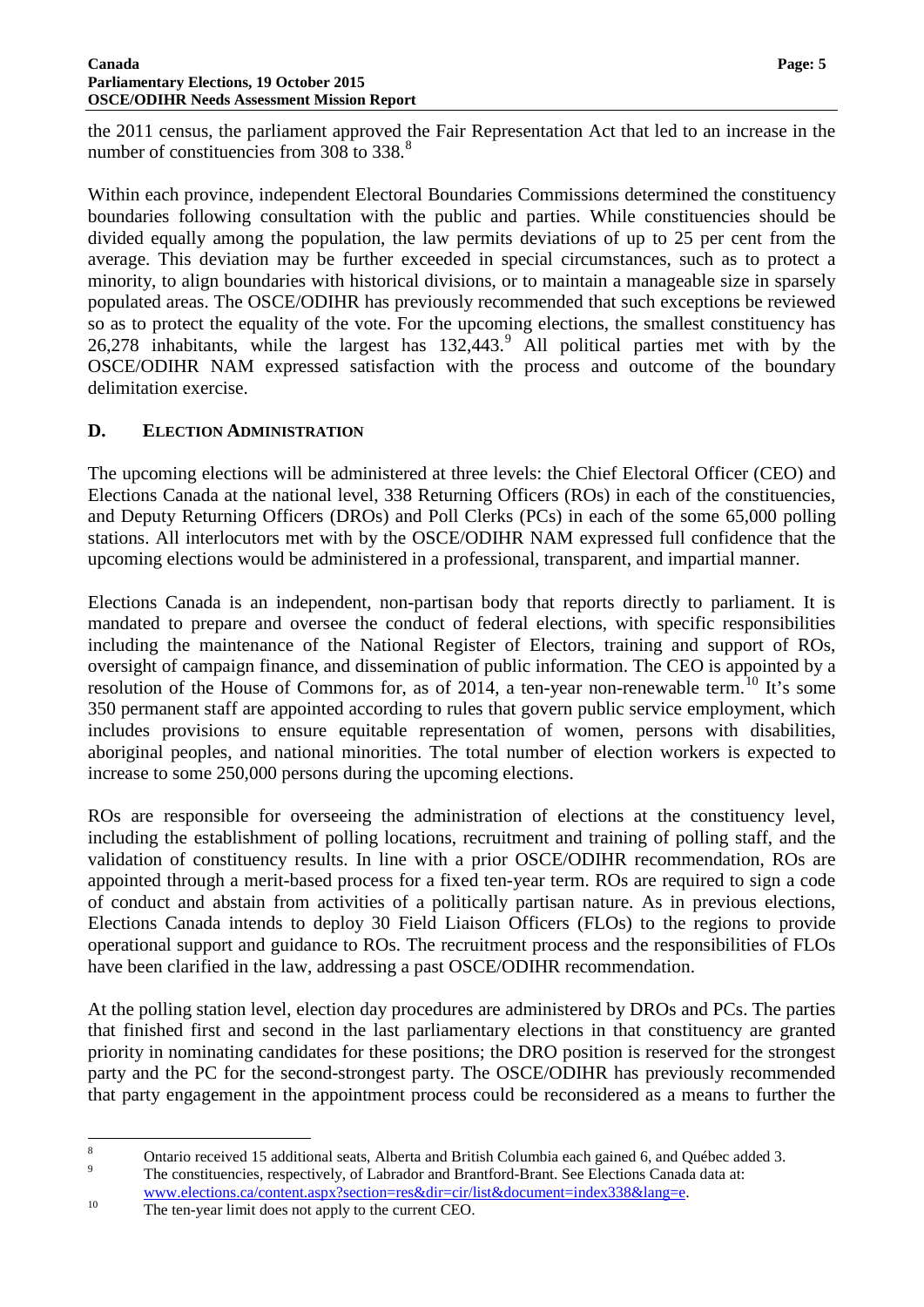the 2011 census, the parliament approved the Fair Representation Act that led to an increase in the number of constituencies from 308 to 338.[8]

Within each province, independent Electoral Boundaries Commissions determined the constituency boundaries following consultation with the public and parties. While constituencies should be divided equally among the population, the law permits deviations of up to 25 per cent from the average. This deviation may be further exceeded in special circumstances, such as to protect a minority, to align boundaries with historical divisions, or to maintain a manageable size in sparsely populated areas. The OSCE/ODIHR has previously recommended that such exceptions be reviewed so as to protect the equality of the vote. For the upcoming elections, the smallest constituency has 26,278 inhabitants, while the largest has 132,443.[9] All political parties met with by the OSCE/ODIHR NAM expressed satisfaction with the process and outcome of the boundary delimitation exercise.

## D. Election Administration

The upcoming elections will be administered at three levels: the Chief Electoral Officer (CEO) and Elections Canada at the national level, 338 Returning Officers (ROs) in each of the constituencies, and Deputy Returning Officers (DROs) and Poll Clerks (PCs) in each of the some 65,000 polling stations. All interlocutors met with by the OSCE/ODIHR NAM expressed full confidence that the upcoming elections would be administered in a professional, transparent, and impartial manner.

Elections Canada is an independent, non-partisan body that reports directly to parliament. It is mandated to prepare and oversee the conduct of federal elections, with specific responsibilities including the maintenance of the National Register of Electors, training and support of ROs, oversight of campaign finance, and dissemination of public information. The CEO is appointed by a resolution of the House of Commons for, as of 2014, a ten-year non-renewable term.[10] It's some 350 permanent staff are appointed according to rules that govern public service employment, which includes provisions to ensure equitable representation of women, persons with disabilities, aboriginal peoples, and national minorities. The total number of election workers is expected to increase to some 250,000 persons during the upcoming elections.

ROs are responsible for overseeing the administration of elections at the constituency level, including the establishment of polling locations, recruitment and training of polling staff, and the validation of constituency results. In line with a prior OSCE/ODIHR recommendation, ROs are appointed through a merit-based process for a fixed ten-year term. ROs are required to sign a code of conduct and abstain from activities of a politically partisan nature. As in previous elections, Elections Canada intends to deploy 30 Field Liaison Officers (FLOs) to the regions to provide operational support and guidance to ROs. The recruitment process and the responsibilities of FLOs have been clarified in the law, addressing a past OSCE/ODIHR recommendation.

At the polling station level, election day procedures are administered by DROs and PCs. The parties that finished first and second in the last parliamentary elections in that constituency are granted priority in nominating candidates for these positions; the DRO position is reserved for the strongest party and the PC for the second-strongest party. The OSCE/ODIHR has previously recommended that party engagement in the appointment process could be reconsidered as a means to further the

---

[8] Ontario received 15 additional seats, Alberta and British Columbia each gained 6, and Québec added 3.

[9] The constituencies, respectively, of Labrador and Brantford-Brant. See Elections Canada data at: www.elections.ca/content.aspx?section=res&dir=cir/list&document=index338&lang=e.

[10] The ten-year limit does not apply to the current CEO.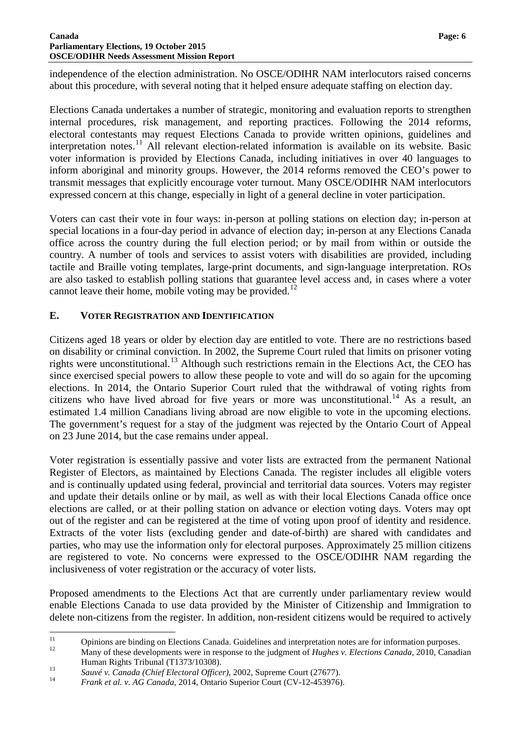independence of the election administration. No OSCE/ODIHR NAM interlocutors raised concerns about this procedure, with several noting that it helped ensure adequate staffing on election day.

Elections Canada undertakes a number of strategic, monitoring and evaluation reports to strengthen internal procedures, risk management, and reporting practices. Following the 2014 reforms, electoral contestants may request Elections Canada to provide written opinions, guidelines and interpretation notes.[11] All relevant election-related information is available on its website. Basic voter information is provided by Elections Canada, including initiatives in over 40 languages to inform aboriginal and minority groups. However, the 2014 reforms removed the CEO's power to transmit messages that explicitly encourage voter turnout. Many OSCE/ODIHR NAM interlocutors expressed concern at this change, especially in light of a general decline in voter participation.

Voters can cast their vote in four ways: in-person at polling stations on election day; in-person at special locations in a four-day period in advance of election day; in-person at any Elections Canada office across the country during the full election period; or by mail from within or outside the country. A number of tools and services to assist voters with disabilities are provided, including tactile and Braille voting templates, large-print documents, and sign-language interpretation. ROs are also tasked to establish polling stations that guarantee level access and, in cases where a voter cannot leave their home, mobile voting may be provided.[12]

## E. VOTER REGISTRATION AND IDENTIFICATION

Citizens aged 18 years or older by election day are entitled to vote. There are no restrictions based on disability or criminal conviction. In 2002, the Supreme Court ruled that limits on prisoner voting rights were unconstitutional.[13] Although such restrictions remain in the Elections Act, the CEO has since exercised special powers to allow these people to vote and will do so again for the upcoming elections. In 2014, the Ontario Superior Court ruled that the withdrawal of voting rights from citizens who have lived abroad for five years or more was unconstitutional.[14] As a result, an estimated 1.4 million Canadians living abroad are now eligible to vote in the upcoming elections. The government's request for a stay of the judgment was rejected by the Ontario Court of Appeal on 23 June 2014, but the case remains under appeal.

Voter registration is essentially passive and voter lists are extracted from the permanent National Register of Electors, as maintained by Elections Canada. The register includes all eligible voters and is continually updated using federal, provincial and territorial data sources. Voters may register and update their details online or by mail, as well as with their local Elections Canada office once elections are called, or at their polling station on advance or election voting days. Voters may opt out of the register and can be registered at the time of voting upon proof of identity and residence. Extracts of the voter lists (excluding gender and date-of-birth) are shared with candidates and parties, who may use the information only for electoral purposes. Approximately 25 million citizens are registered to vote. No concerns were expressed to the OSCE/ODIHR NAM regarding the inclusiveness of voter registration or the accuracy of voter lists.

Proposed amendments to the Elections Act that are currently under parliamentary review would enable Elections Canada to use data provided by the Minister of Citizenship and Immigration to delete non-citizens from the register. In addition, non-resident citizens would be required to actively

---

[11] Opinions are binding on Elections Canada. Guidelines and interpretation notes are for information purposes.

[12] Many of these developments were in response to the judgment of *Hughes v. Elections Canada*, 2010, Canadian Human Rights Tribunal (T1373/10308).

[13] *Sauvé v. Canada (Chief Electoral Officer)*, 2002, Supreme Court (27677).

[14] *Frank et al. v. AG Canada*, 2014, Ontario Superior Court (CV-12-453976).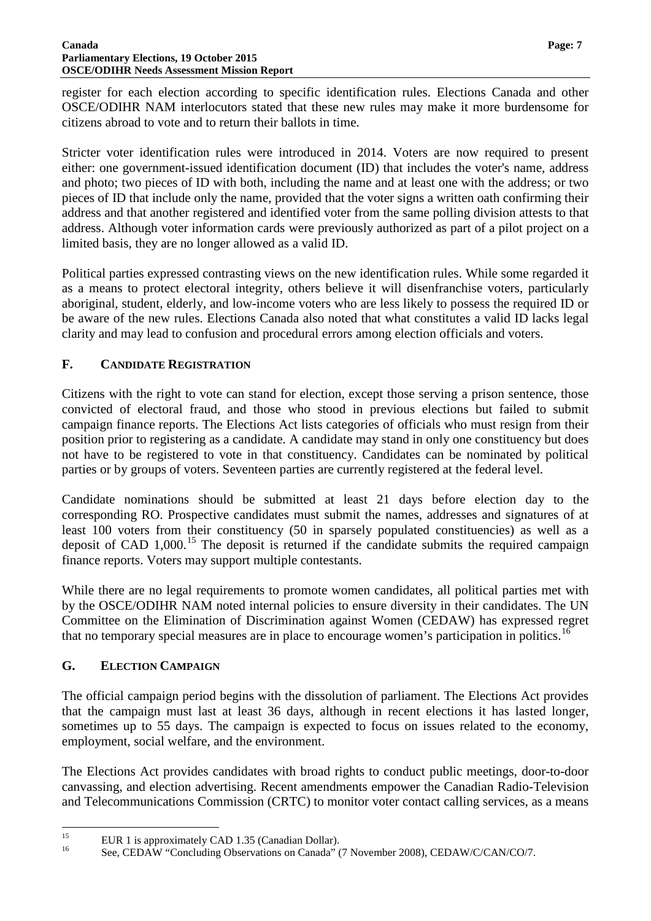register for each election according to specific identification rules. Elections Canada and other OSCE/ODIHR NAM interlocutors stated that these new rules may make it more burdensome for citizens abroad to vote and to return their ballots in time.

Stricter voter identification rules were introduced in 2014. Voters are now required to present either: one government-issued identification document (ID) that includes the voter's name, address and photo; two pieces of ID with both, including the name and at least one with the address; or two pieces of ID that include only the name, provided that the voter signs a written oath confirming their address and that another registered and identified voter from the same polling division attests to that address. Although voter information cards were previously authorized as part of a pilot project on a limited basis, they are no longer allowed as a valid ID.

Political parties expressed contrasting views on the new identification rules. While some regarded it as a means to protect electoral integrity, others believe it will disenfranchise voters, particularly aboriginal, student, elderly, and low-income voters who are less likely to possess the required ID or be aware of the new rules. Elections Canada also noted that what constitutes a valid ID lacks legal clarity and may lead to confusion and procedural errors among election officials and voters.

## F. Candidate Registration

Citizens with the right to vote can stand for election, except those serving a prison sentence, those convicted of electoral fraud, and those who stood in previous elections but failed to submit campaign finance reports. The Elections Act lists categories of officials who must resign from their position prior to registering as a candidate. A candidate may stand in only one constituency but does not have to be registered to vote in that constituency. Candidates can be nominated by political parties or by groups of voters. Seventeen parties are currently registered at the federal level.

Candidate nominations should be submitted at least 21 days before election day to the corresponding RO. Prospective candidates must submit the names, addresses and signatures of at least 100 voters from their constituency (50 in sparsely populated constituencies) as well as a deposit of CAD 1,000.[15] The deposit is returned if the candidate submits the required campaign finance reports. Voters may support multiple contestants.

While there are no legal requirements to promote women candidates, all political parties met with by the OSCE/ODIHR NAM noted internal policies to ensure diversity in their candidates. The UN Committee on the Elimination of Discrimination against Women (CEDAW) has expressed regret that no temporary special measures are in place to encourage women's participation in politics.[16]

## G. Election Campaign

The official campaign period begins with the dissolution of parliament. The Elections Act provides that the campaign must last at least 36 days, although in recent elections it has lasted longer, sometimes up to 55 days. The campaign is expected to focus on issues related to the economy, employment, social welfare, and the environment.

The Elections Act provides candidates with broad rights to conduct public meetings, door-to-door canvassing, and election advertising. Recent amendments empower the Canadian Radio-Television and Telecommunications Commission (CRTC) to monitor voter contact calling services, as a means

---

[15] EUR 1 is approximately CAD 1.35 (Canadian Dollar).

[16] See, CEDAW "Concluding Observations on Canada" (7 November 2008), CEDAW/C/CAN/CO/7.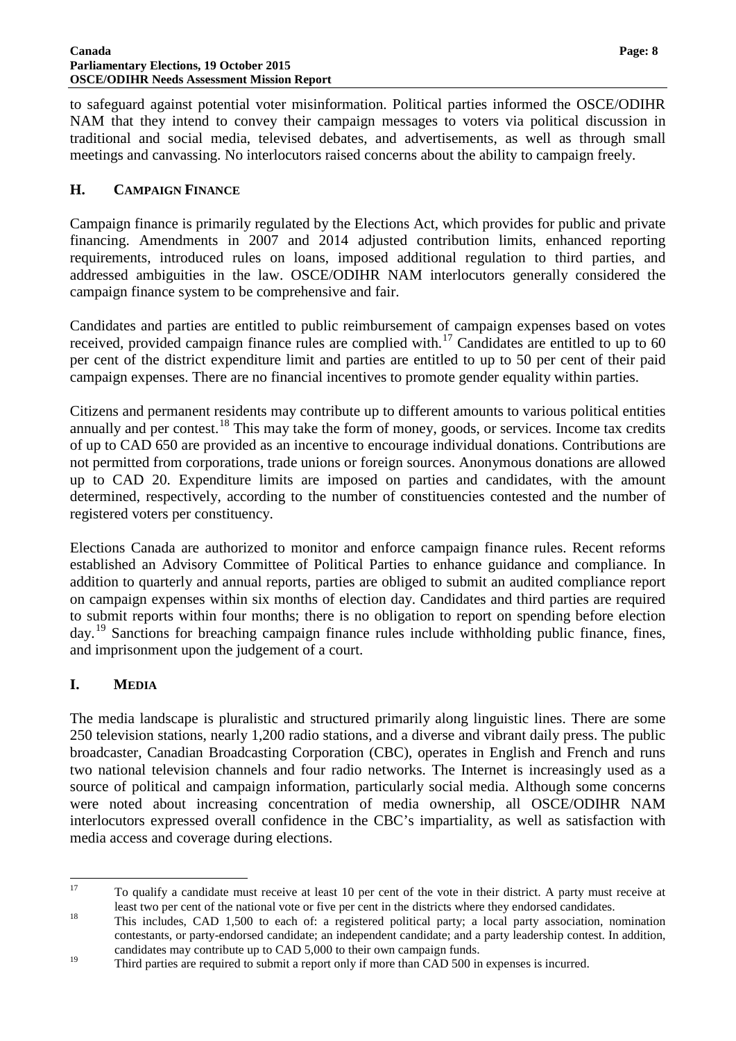to safeguard against potential voter misinformation. Political parties informed the OSCE/ODIHR NAM that they intend to convey their campaign messages to voters via political discussion in traditional and social media, televised debates, and advertisements, as well as through small meetings and canvassing. No interlocutors raised concerns about the ability to campaign freely.

## H. CAMPAIGN FINANCE

Campaign finance is primarily regulated by the Elections Act, which provides for public and private financing. Amendments in 2007 and 2014 adjusted contribution limits, enhanced reporting requirements, introduced rules on loans, imposed additional regulation to third parties, and addressed ambiguities in the law. OSCE/ODIHR NAM interlocutors generally considered the campaign finance system to be comprehensive and fair.

Candidates and parties are entitled to public reimbursement of campaign expenses based on votes received, provided campaign finance rules are complied with.[17] Candidates are entitled to up to 60 per cent of the district expenditure limit and parties are entitled to up to 50 per cent of their paid campaign expenses. There are no financial incentives to promote gender equality within parties.

Citizens and permanent residents may contribute up to different amounts to various political entities annually and per contest.[18] This may take the form of money, goods, or services. Income tax credits of up to CAD 650 are provided as an incentive to encourage individual donations. Contributions are not permitted from corporations, trade unions or foreign sources. Anonymous donations are allowed up to CAD 20. Expenditure limits are imposed on parties and candidates, with the amount determined, respectively, according to the number of constituencies contested and the number of registered voters per constituency.

Elections Canada are authorized to monitor and enforce campaign finance rules. Recent reforms established an Advisory Committee of Political Parties to enhance guidance and compliance. In addition to quarterly and annual reports, parties are obliged to submit an audited compliance report on campaign expenses within six months of election day. Candidates and third parties are required to submit reports within four months; there is no obligation to report on spending before election day.[19] Sanctions for breaching campaign finance rules include withholding public finance, fines, and imprisonment upon the judgement of a court.

## I. MEDIA

The media landscape is pluralistic and structured primarily along linguistic lines. There are some 250 television stations, nearly 1,200 radio stations, and a diverse and vibrant daily press. The public broadcaster, Canadian Broadcasting Corporation (CBC), operates in English and French and runs two national television channels and four radio networks. The Internet is increasingly used as a source of political and campaign information, particularly social media. Although some concerns were noted about increasing concentration of media ownership, all OSCE/ODIHR NAM interlocutors expressed overall confidence in the CBC's impartiality, as well as satisfaction with media access and coverage during elections.

---

[17] To qualify a candidate must receive at least 10 per cent of the vote in their district. A party must receive at least two per cent of the national vote or five per cent in the districts where they endorsed candidates.

[18] This includes, CAD 1,500 to each of: a registered political party; a local party association, nomination contestants, or party-endorsed candidate; an independent candidate; and a party leadership contest. In addition, candidates may contribute up to CAD 5,000 to their own campaign funds.

[19] Third parties are required to submit a report only if more than CAD 500 in expenses is incurred.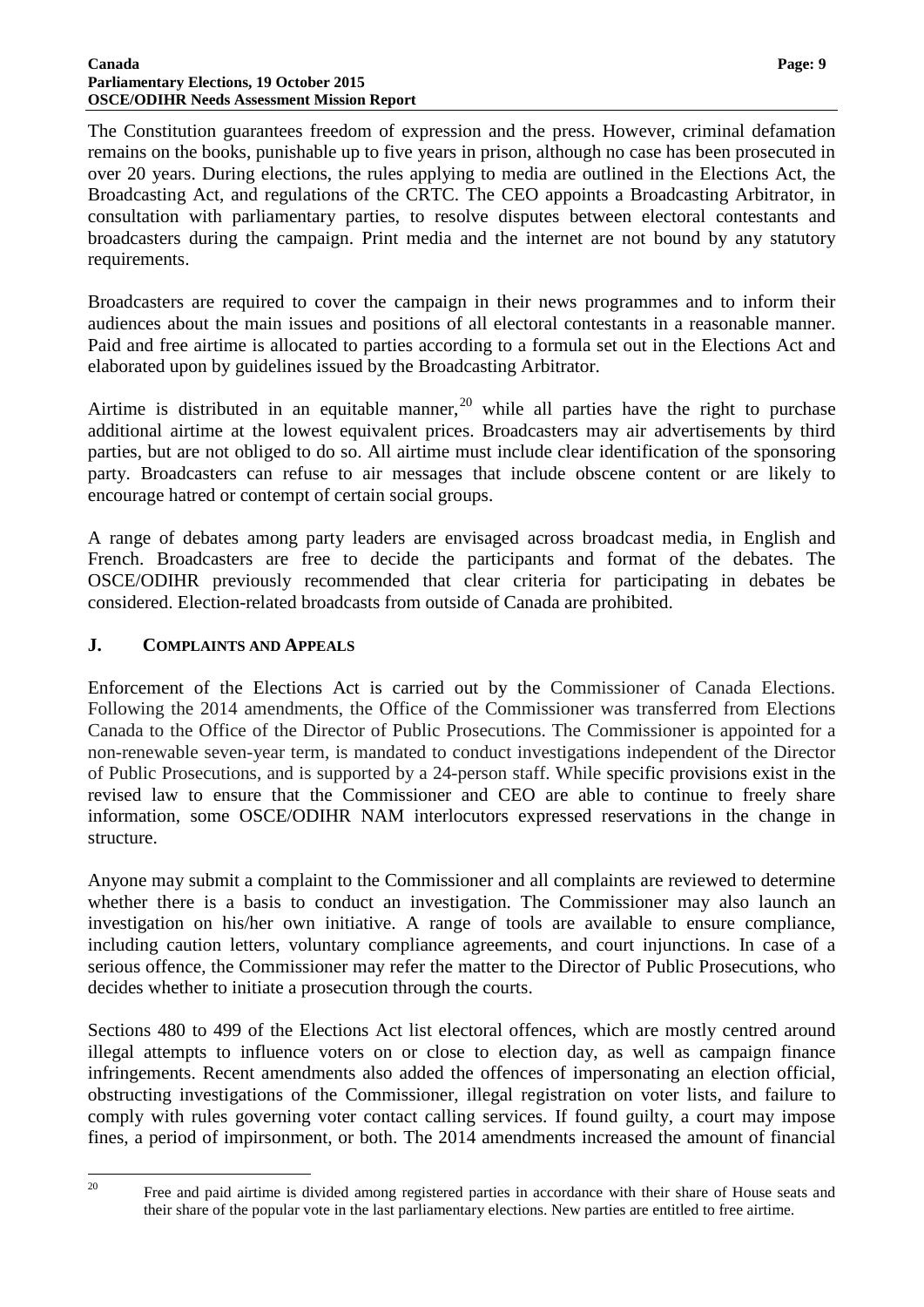The Constitution guarantees freedom of expression and the press. However, criminal defamation remains on the books, punishable up to five years in prison, although no case has been prosecuted in over 20 years. During elections, the rules applying to media are outlined in the Elections Act, the Broadcasting Act, and regulations of the CRTC. The CEO appoints a Broadcasting Arbitrator, in consultation with parliamentary parties, to resolve disputes between electoral contestants and broadcasters during the campaign. Print media and the internet are not bound by any statutory requirements.

Broadcasters are required to cover the campaign in their news programmes and to inform their audiences about the main issues and positions of all electoral contestants in a reasonable manner. Paid and free airtime is allocated to parties according to a formula set out in the Elections Act and elaborated upon by guidelines issued by the Broadcasting Arbitrator.

Airtime is distributed in an equitable manner,[20] while all parties have the right to purchase additional airtime at the lowest equivalent prices. Broadcasters may air advertisements by third parties, but are not obliged to do so. All airtime must include clear identification of the sponsoring party. Broadcasters can refuse to air messages that include obscene content or are likely to encourage hatred or contempt of certain social groups.

A range of debates among party leaders are envisaged across broadcast media, in English and French. Broadcasters are free to decide the participants and format of the debates. The OSCE/ODIHR previously recommended that clear criteria for participating in debates be considered. Election-related broadcasts from outside of Canada are prohibited.

## J. COMPLAINTS AND APPEALS

Enforcement of the Elections Act is carried out by the Commissioner of Canada Elections. Following the 2014 amendments, the Office of the Commissioner was transferred from Elections Canada to the Office of the Director of Public Prosecutions. The Commissioner is appointed for a non-renewable seven-year term, is mandated to conduct investigations independent of the Director of Public Prosecutions, and is supported by a 24-person staff. While specific provisions exist in the revised law to ensure that the Commissioner and CEO are able to continue to freely share information, some OSCE/ODIHR NAM interlocutors expressed reservations in the change in structure.

Anyone may submit a complaint to the Commissioner and all complaints are reviewed to determine whether there is a basis to conduct an investigation. The Commissioner may also launch an investigation on his/her own initiative. A range of tools are available to ensure compliance, including caution letters, voluntary compliance agreements, and court injunctions. In case of a serious offence, the Commissioner may refer the matter to the Director of Public Prosecutions, who decides whether to initiate a prosecution through the courts.

Sections 480 to 499 of the Elections Act list electoral offences, which are mostly centred around illegal attempts to influence voters on or close to election day, as well as campaign finance infringements. Recent amendments also added the offences of impersonating an election official, obstructing investigations of the Commissioner, illegal registration on voter lists, and failure to comply with rules governing voter contact calling services. If found guilty, a court may impose fines, a period of impirsonment, or both. The 2014 amendments increased the amount of financial

---

[20] Free and paid airtime is divided among registered parties in accordance with their share of House seats and their share of the popular vote in the last parliamentary elections. New parties are entitled to free airtime.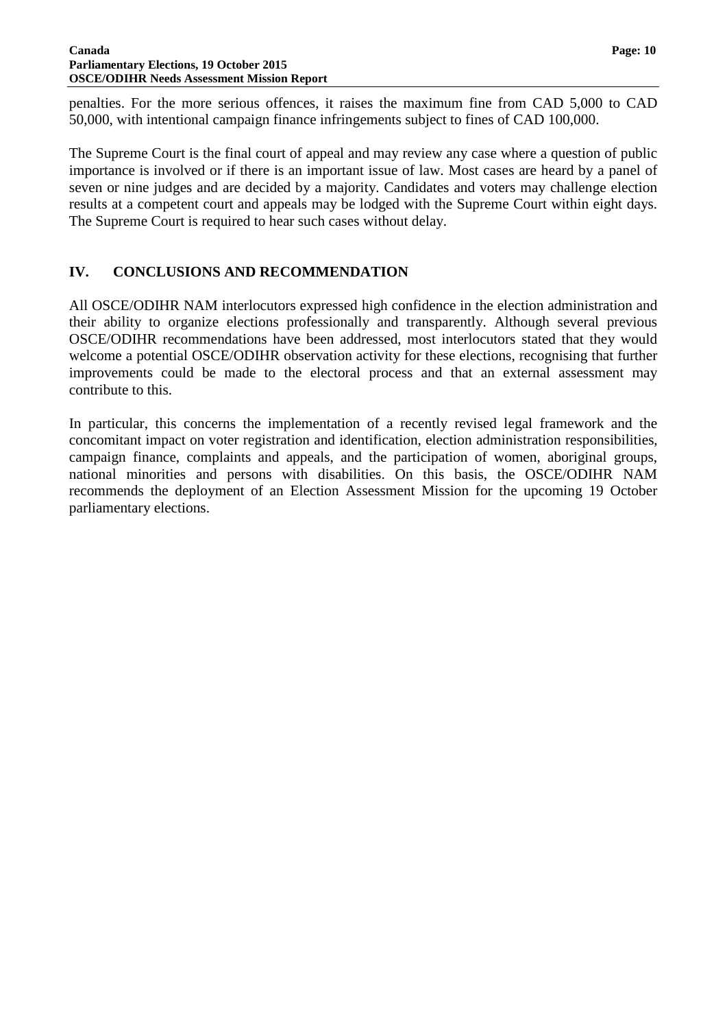penalties. For the more serious offences, it raises the maximum fine from CAD 5,000 to CAD 50,000, with intentional campaign finance infringements subject to fines of CAD 100,000.

The Supreme Court is the final court of appeal and may review any case where a question of public importance is involved or if there is an important issue of law. Most cases are heard by a panel of seven or nine judges and are decided by a majority. Candidates and voters may challenge election results at a competent court and appeals may be lodged with the Supreme Court within eight days. The Supreme Court is required to hear such cases without delay.

## IV. CONCLUSIONS AND RECOMMENDATION

All OSCE/ODIHR NAM interlocutors expressed high confidence in the election administration and their ability to organize elections professionally and transparently. Although several previous OSCE/ODIHR recommendations have been addressed, most interlocutors stated that they would welcome a potential OSCE/ODIHR observation activity for these elections, recognising that further improvements could be made to the electoral process and that an external assessment may contribute to this.

In particular, this concerns the implementation of a recently revised legal framework and the concomitant impact on voter registration and identification, election administration responsibilities, campaign finance, complaints and appeals, and the participation of women, aboriginal groups, national minorities and persons with disabilities. On this basis, the OSCE/ODIHR NAM recommends the deployment of an Election Assessment Mission for the upcoming 19 October parliamentary elections.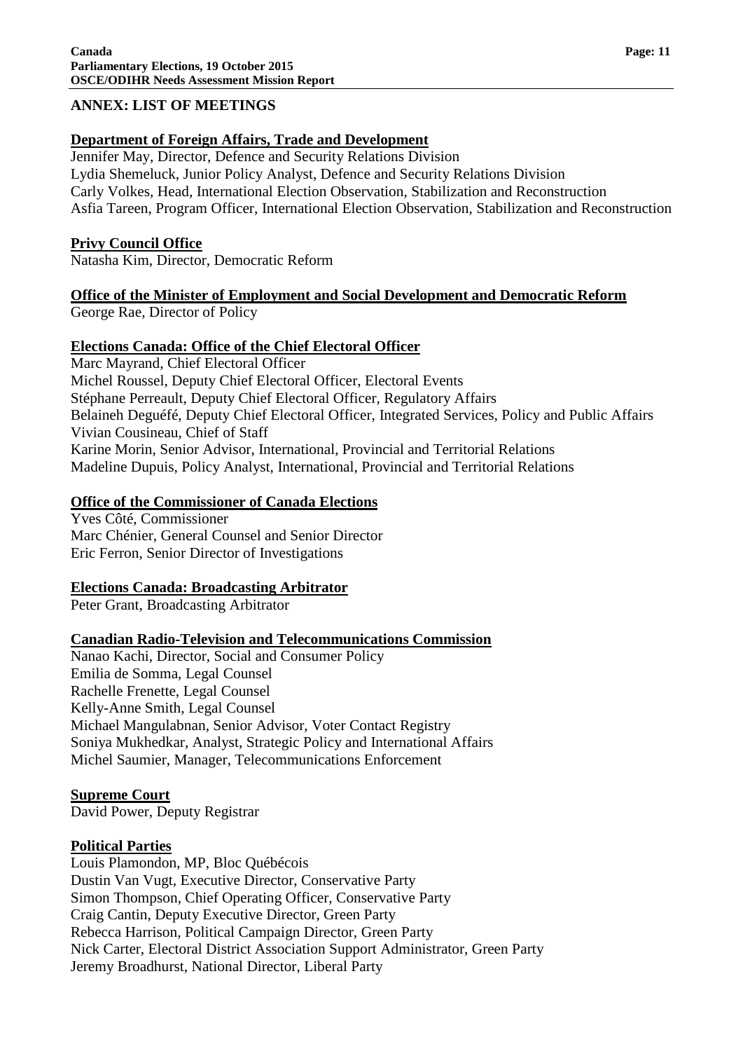## ANNEX: LIST OF MEETINGS

**Department of Foreign Affairs, Trade and Development**

Jennifer May, Director, Defence and Security Relations Division
Lydia Shemeluck, Junior Policy Analyst, Defence and Security Relations Division
Carly Volkes, Head, International Election Observation, Stabilization and Reconstruction
Asfia Tareen, Program Officer, International Election Observation, Stabilization and Reconstruction

**Privy Council Office**

Natasha Kim, Director, Democratic Reform

**Office of the Minister of Employment and Social Development and Democratic Reform**

George Rae, Director of Policy

**Elections Canada: Office of the Chief Electoral Officer**

Marc Mayrand, Chief Electoral Officer
Michel Roussel, Deputy Chief Electoral Officer, Electoral Events
Stéphane Perreault, Deputy Chief Electoral Officer, Regulatory Affairs
Belaineh Deguéfé, Deputy Chief Electoral Officer, Integrated Services, Policy and Public Affairs
Vivian Cousineau, Chief of Staff
Karine Morin, Senior Advisor, International, Provincial and Territorial Relations
Madeline Dupuis, Policy Analyst, International, Provincial and Territorial Relations

**Office of the Commissioner of Canada Elections**

Yves Côté, Commissioner
Marc Chénier, General Counsel and Senior Director
Eric Ferron, Senior Director of Investigations

**Elections Canada: Broadcasting Arbitrator**

Peter Grant, Broadcasting Arbitrator

**Canadian Radio-Television and Telecommunications Commission**

Nanao Kachi, Director, Social and Consumer Policy
Emilia de Somma, Legal Counsel
Rachelle Frenette, Legal Counsel
Kelly-Anne Smith, Legal Counsel
Michael Mangulabnan, Senior Advisor, Voter Contact Registry
Soniya Mukhedkar, Analyst, Strategic Policy and International Affairs
Michel Saumier, Manager, Telecommunications Enforcement

**Supreme Court**

David Power, Deputy Registrar

**Political Parties**

Louis Plamondon, MP, Bloc Québécois
Dustin Van Vugt, Executive Director, Conservative Party
Simon Thompson, Chief Operating Officer, Conservative Party
Craig Cantin, Deputy Executive Director, Green Party
Rebecca Harrison, Political Campaign Director, Green Party
Nick Carter, Electoral District Association Support Administrator, Green Party
Jeremy Broadhurst, National Director, Liberal Party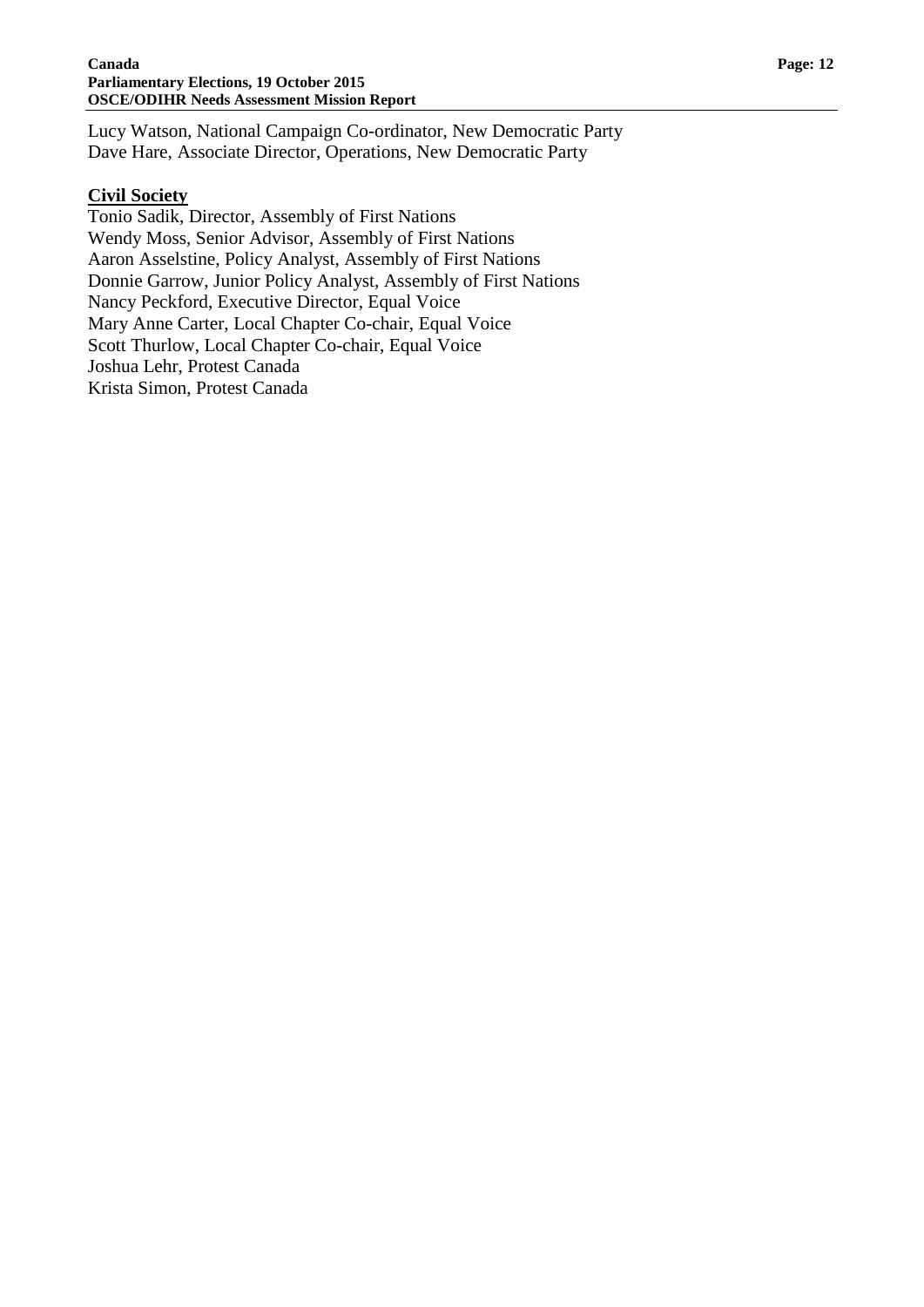Lucy Watson, National Campaign Co-ordinator, New Democratic Party
Dave Hare, Associate Director, Operations, New Democratic Party

**Civil Society**

Tonio Sadik, Director, Assembly of First Nations
Wendy Moss, Senior Advisor, Assembly of First Nations
Aaron Asselstine, Policy Analyst, Assembly of First Nations
Donnie Garrow, Junior Policy Analyst, Assembly of First Nations
Nancy Peckford, Executive Director, Equal Voice
Mary Anne Carter, Local Chapter Co-chair, Equal Voice
Scott Thurlow, Local Chapter Co-chair, Equal Voice
Joshua Lehr, Protest Canada
Krista Simon, Protest Canada